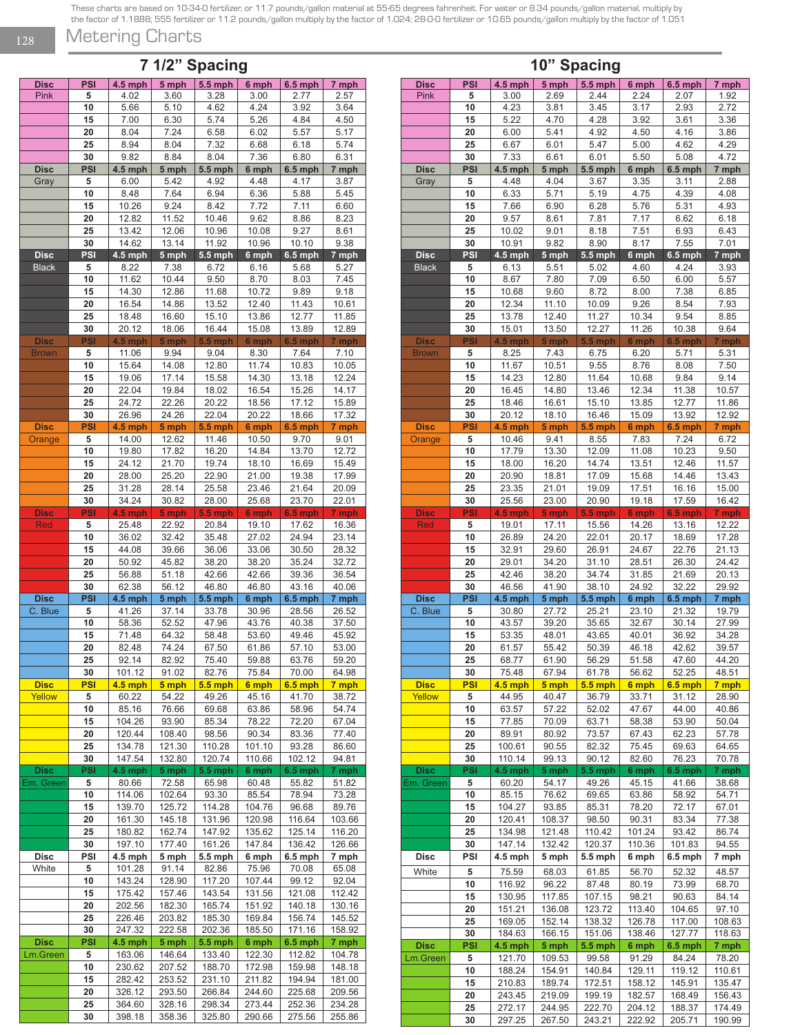These charts are based on 10-34-0 fertilizer, or 11.7 pounds/gallon material at 55-65 degrees fahrenheit. For water or 8.34 pounds/gallon material, multiply by the factor of 1.1888; 555 fertilizer or 11.2 pounds/gallon multiply by the factor of 1.024; 28-0-0 fertilizer or 10.65 pounds/gallon multiply by the factor of 1.051

# Metering Charts

## 7 1/2" Spacing

| Disc | PSI | 4.5 mph | 5 mph | 5.5 mph | 6 mph | 6.5 mph | 7 mph |
|---|---|---|---|---|---|---|---|
| Pink | 5 | 4.02 | 3.60 | 3.28 | 3.00 | 2.77 | 2.57 |
| | 10 | 5.66 | 5.10 | 4.62 | 4.24 | 3.92 | 3.64 |
| | 15 | 7.00 | 6.30 | 5.74 | 5.26 | 4.84 | 4.50 |
| | 20 | 8.04 | 7.24 | 6.58 | 6.02 | 5.57 | 5.17 |
| | 25 | 8.94 | 8.04 | 7.32 | 6.68 | 6.18 | 5.74 |
| | 30 | 9.82 | 8.84 | 8.04 | 7.36 | 6.80 | 6.31 |
| Gray | 5 | 6.00 | 5.42 | 4.92 | 4.48 | 4.17 | 3.87 |
| | 10 | 8.48 | 7.64 | 6.94 | 6.36 | 5.88 | 5.45 |
| | 15 | 10.26 | 9.24 | 8.42 | 7.72 | 7.11 | 6.60 |
| | 20 | 12.82 | 11.52 | 10.46 | 9.62 | 8.86 | 8.23 |
| | 25 | 13.42 | 12.06 | 10.96 | 10.08 | 9.27 | 8.61 |
| | 30 | 14.62 | 13.14 | 11.92 | 10.96 | 10.10 | 9.38 |
| Black | 5 | 8.22 | 7.38 | 6.72 | 6.16 | 5.68 | 5.27 |
| | 10 | 11.62 | 10.44 | 9.50 | 8.70 | 8.03 | 7.45 |
| | 15 | 14.30 | 12.86 | 11.68 | 10.72 | 9.89 | 9.18 |
| | 20 | 16.54 | 14.86 | 13.52 | 12.40 | 11.43 | 10.61 |
| | 25 | 18.48 | 16.60 | 15.10 | 13.86 | 12.77 | 11.85 |
| | 30 | 20.12 | 18.06 | 16.44 | 15.08 | 13.89 | 12.89 |
| Brown | 5 | 11.06 | 9.94 | 9.04 | 8.30 | 7.64 | 7.10 |
| | 10 | 15.64 | 14.08 | 12.80 | 11.74 | 10.83 | 10.05 |
| | 15 | 19.06 | 17.14 | 15.58 | 14.30 | 13.18 | 12.24 |
| | 20 | 22.04 | 19.84 | 18.02 | 16.54 | 15.26 | 14.17 |
| | 25 | 24.72 | 22.26 | 20.22 | 18.56 | 17.12 | 15.89 |
| | 30 | 26.96 | 24.26 | 22.04 | 20.22 | 18.66 | 17.32 |
| Orange | 5 | 14.00 | 12.62 | 11.46 | 10.50 | 9.70 | 9.01 |
| | 10 | 19.80 | 17.82 | 16.20 | 14.84 | 13.70 | 12.72 |
| | 15 | 24.12 | 21.70 | 19.74 | 18.10 | 16.69 | 15.49 |
| | 20 | 28.00 | 25.20 | 22.90 | 21.00 | 19.38 | 17.99 |
| | 25 | 31.28 | 28.14 | 25.58 | 23.46 | 21.64 | 20.09 |
| | 30 | 34.24 | 30.82 | 28.00 | 25.68 | 23.70 | 22.01 |
| Red | 5 | 25.48 | 22.92 | 20.84 | 19.10 | 17.62 | 16.36 |
| | 10 | 36.02 | 32.42 | 35.48 | 27.02 | 24.94 | 23.14 |
| | 15 | 44.08 | 39.66 | 36.06 | 33.06 | 30.50 | 28.32 |
| | 20 | 50.92 | 45.82 | 38.20 | 38.20 | 35.24 | 32.72 |
| | 25 | 56.88 | 51.18 | 42.66 | 42.66 | 39.36 | 36.54 |
| | 30 | 62.38 | 56.12 | 46.80 | 46.80 | 43.16 | 40.06 |
| C. Blue | 5 | 41.26 | 37.14 | 33.78 | 30.96 | 28.56 | 26.52 |
| | 10 | 58.36 | 52.52 | 47.96 | 43.76 | 40.38 | 37.50 |
| | 15 | 71.48 | 64.32 | 58.48 | 53.60 | 49.46 | 45.92 |
| | 20 | 82.48 | 74.24 | 67.50 | 61.86 | 57.10 | 53.00 |
| | 25 | 92.14 | 82.92 | 75.40 | 59.88 | 63.76 | 59.20 |
| | 30 | 101.12 | 91.02 | 82.76 | 75.84 | 70.00 | 64.98 |
| Yellow | 5 | 60.22 | 54.22 | 49.26 | 45.16 | 41.70 | 38.72 |
| | 10 | 85.16 | 76.66 | 69.68 | 63.86 | 58.96 | 54.74 |
| | 15 | 104.26 | 93.90 | 85.34 | 78.22 | 72.20 | 67.04 |
| | 20 | 120.44 | 108.40 | 98.56 | 90.34 | 83.36 | 77.40 |
| | 25 | 134.78 | 121.30 | 110.28 | 101.10 | 93.28 | 86.60 |
| | 30 | 147.54 | 132.80 | 120.74 | 110.66 | 102.12 | 94.81 |
| Em. Green | 5 | 80.66 | 72.58 | 65.98 | 60.48 | 55.82 | 51.82 |
| | 10 | 114.06 | 102.64 | 93.30 | 85.54 | 78.94 | 73.28 |
| | 15 | 139.70 | 125.72 | 114.28 | 104.76 | 96.68 | 89.76 |
| | 20 | 161.30 | 145.18 | 131.96 | 120.98 | 116.64 | 103.66 |
| | 25 | 180.82 | 162.74 | 147.92 | 135.62 | 125.14 | 116.20 |
| | 30 | 197.10 | 177.40 | 161.26 | 147.84 | 136.42 | 126.66 |
| White | 5 | 101.28 | 91.14 | 82.86 | 75.96 | 70.08 | 65.08 |
| | 10 | 143.24 | 128.90 | 117.20 | 107.44 | 99.12 | 92.04 |
| | 15 | 175.42 | 157.46 | 143.54 | 131.56 | 121.08 | 112.42 |
| | 20 | 202.56 | 182.30 | 165.74 | 151.92 | 140.18 | 130.16 |
| | 25 | 226.46 | 203.82 | 185.30 | 169.84 | 156.74 | 145.52 |
| | 30 | 247.32 | 222.58 | 202.36 | 185.50 | 171.16 | 158.92 |
| Lm.Green | 5 | 163.06 | 146.64 | 133.40 | 122.30 | 112.82 | 104.78 |
| | 10 | 230.62 | 207.52 | 188.70 | 172.98 | 159.98 | 148.18 |
| | 15 | 282.42 | 253.52 | 231.10 | 211.82 | 194.94 | 181.00 |
| | 20 | 326.12 | 293.50 | 266.84 | 244.60 | 225.68 | 209.56 |
| | 25 | 364.60 | 328.16 | 298.34 | 273.44 | 252.36 | 234.28 |
| | 30 | 398.18 | 358.36 | 325.80 | 290.66 | 275.56 | 255.86 |

## 10" Spacing

| Disc | PSI | 4.5 mph | 5 mph | 5.5 mph | 6 mph | 6.5 mph | 7 mph |
|---|---|---|---|---|---|---|---|
| Pink | 5 | 3.00 | 2.69 | 2.44 | 2.24 | 2.07 | 1.92 |
| | 10 | 4.23 | 3.81 | 3.45 | 3.17 | 2.93 | 2.72 |
| | 15 | 5.22 | 4.70 | 4.28 | 3.92 | 3.61 | 3.36 |
| | 20 | 6.00 | 5.41 | 4.92 | 4.50 | 4.16 | 3.86 |
| | 25 | 6.67 | 6.01 | 5.47 | 5.00 | 4.62 | 4.29 |
| | 30 | 7.33 | 6.61 | 6.01 | 5.50 | 5.08 | 4.72 |
| Gray | 5 | 4.48 | 4.04 | 3.67 | 3.35 | 3.11 | 2.88 |
| | 10 | 6.33 | 5.71 | 5.19 | 4.75 | 4.39 | 4.08 |
| | 15 | 7.66 | 6.90 | 6.28 | 5.76 | 5.31 | 4.93 |
| | 20 | 9.57 | 8.61 | 7.81 | 7.17 | 6.62 | 6.18 |
| | 25 | 10.02 | 9.01 | 8.18 | 7.51 | 6.93 | 6.43 |
| | 30 | 10.91 | 9.82 | 8.90 | 8.17 | 7.55 | 7.01 |
| Black | 5 | 6.13 | 5.51 | 5.02 | 4.60 | 4.24 | 3.93 |
| | 10 | 8.67 | 7.80 | 7.09 | 6.50 | 6.00 | 5.57 |
| | 15 | 10.68 | 9.60 | 8.72 | 8.00 | 7.38 | 6.85 |
| | 20 | 12.34 | 11.10 | 10.09 | 9.26 | 8.54 | 7.93 |
| | 25 | 13.78 | 12.40 | 11.27 | 10.34 | 9.54 | 8.85 |
| | 30 | 15.01 | 13.50 | 12.27 | 11.26 | 10.38 | 9.64 |
| Brown | 5 | 8.25 | 7.43 | 6.75 | 6.20 | 5.71 | 5.31 |
| | 10 | 11.67 | 10.51 | 9.55 | 8.76 | 8.08 | 7.50 |
| | 15 | 14.23 | 12.80 | 11.64 | 10.68 | 9.84 | 9.14 |
| | 20 | 16.45 | 14.80 | 13.46 | 12.34 | 11.38 | 10.57 |
| | 25 | 18.46 | 16.61 | 15.10 | 13.85 | 12.77 | 11.86 |
| | 30 | 20.12 | 18.10 | 16.46 | 15.09 | 13.92 | 12.92 |
| Orange | 5 | 10.46 | 9.41 | 8.55 | 7.83 | 7.24 | 6.72 |
| | 10 | 17.79 | 13.30 | 12.09 | 11.08 | 10.23 | 9.50 |
| | 15 | 18.00 | 16.20 | 14.74 | 13.51 | 12.46 | 11.57 |
| | 20 | 20.90 | 18.81 | 17.09 | 15.68 | 14.46 | 13.43 |
| | 25 | 23.35 | 21.01 | 19.09 | 17.51 | 16.16 | 15.00 |
| | 30 | 25.56 | 23.00 | 20.90 | 19.18 | 17.59 | 16.42 |
| Red | 5 | 19.01 | 17.11 | 15.56 | 14.26 | 13.16 | 12.22 |
| | 10 | 26.89 | 24.20 | 22.01 | 20.17 | 18.69 | 17.28 |
| | 15 | 32.91 | 29.60 | 26.91 | 24.67 | 22.76 | 21.13 |
| | 20 | 29.01 | 34.20 | 31.10 | 28.51 | 26.30 | 24.42 |
| | 25 | 42.46 | 38.20 | 34.74 | 31.85 | 21.69 | 20.13 |
| | 30 | 46.56 | 41.90 | 38.10 | 24.92 | 32.22 | 29.92 |
| C. Blue | 5 | 30.80 | 27.72 | 25.21 | 23.10 | 21.32 | 19.79 |
| | 10 | 43.57 | 39.20 | 35.65 | 32.67 | 30.14 | 27.99 |
| | 15 | 53.35 | 48.01 | 43.65 | 40.01 | 36.92 | 34.28 |
| | 20 | 61.57 | 55.42 | 50.39 | 46.18 | 42.62 | 39.57 |
| | 25 | 68.77 | 61.90 | 56.29 | 51.58 | 47.60 | 44.20 |
| | 30 | 75.48 | 67.94 | 61.78 | 56.62 | 52.25 | 48.51 |
| Yellow | 5 | 44.95 | 40.47 | 36.79 | 33.71 | 31.12 | 28.90 |
| | 10 | 63.57 | 57.22 | 52.02 | 47.67 | 44.00 | 40.86 |
| | 15 | 77.85 | 70.09 | 63.71 | 58.38 | 53.90 | 50.04 |
| | 20 | 89.91 | 80.92 | 73.57 | 67.43 | 62.23 | 57.78 |
| | 25 | 100.61 | 90.55 | 82.32 | 75.45 | 69.63 | 64.65 |
| | 30 | 110.14 | 99.13 | 90.12 | 82.60 | 76.23 | 70.78 |
| Em. Green | 5 | 60.20 | 54.17 | 49.26 | 45.15 | 41.66 | 38.68 |
| | 10 | 85.15 | 76.62 | 69.65 | 63.86 | 58.92 | 54.71 |
| | 15 | 104.27 | 93.85 | 85.31 | 78.20 | 72.17 | 67.01 |
| | 20 | 120.41 | 108.37 | 98.50 | 90.31 | 83.34 | 77.38 |
| | 25 | 134.98 | 121.48 | 110.42 | 101.24 | 93.42 | 86.74 |
| | 30 | 147.14 | 132.42 | 120.37 | 110.36 | 101.83 | 94.55 |
| White | 5 | 75.59 | 68.03 | 61.85 | 56.70 | 52.32 | 48.57 |
| | 10 | 116.92 | 96.22 | 87.48 | 80.19 | 73.99 | 68.70 |
| | 15 | 130.95 | 117.85 | 107.15 | 98.21 | 90.63 | 84.14 |
| | 20 | 151.21 | 136.08 | 123.72 | 113.40 | 104.65 | 97.10 |
| | 25 | 169.05 | 152.14 | 138.32 | 126.78 | 117.00 | 108.63 |
| | 30 | 184.63 | 166.15 | 151.06 | 138.46 | 127.77 | 118.63 |
| Lm.Green | 5 | 121.70 | 109.53 | 99.58 | 91.29 | 84.24 | 78.20 |
| | 10 | 188.24 | 154.91 | 140.84 | 129.11 | 119.12 | 110.61 |
| | 15 | 210.83 | 189.74 | 172.51 | 158.12 | 145.91 | 135.47 |
| | 20 | 243.45 | 219.09 | 199.19 | 182.57 | 168.49 | 156.43 |
| | 25 | 272.17 | 244.95 | 222.70 | 204.12 | 188.37 | 174.49 |
| | 30 | 297.25 | 267.50 | 243.21 | 222.92 | 205.71 | 190.99 |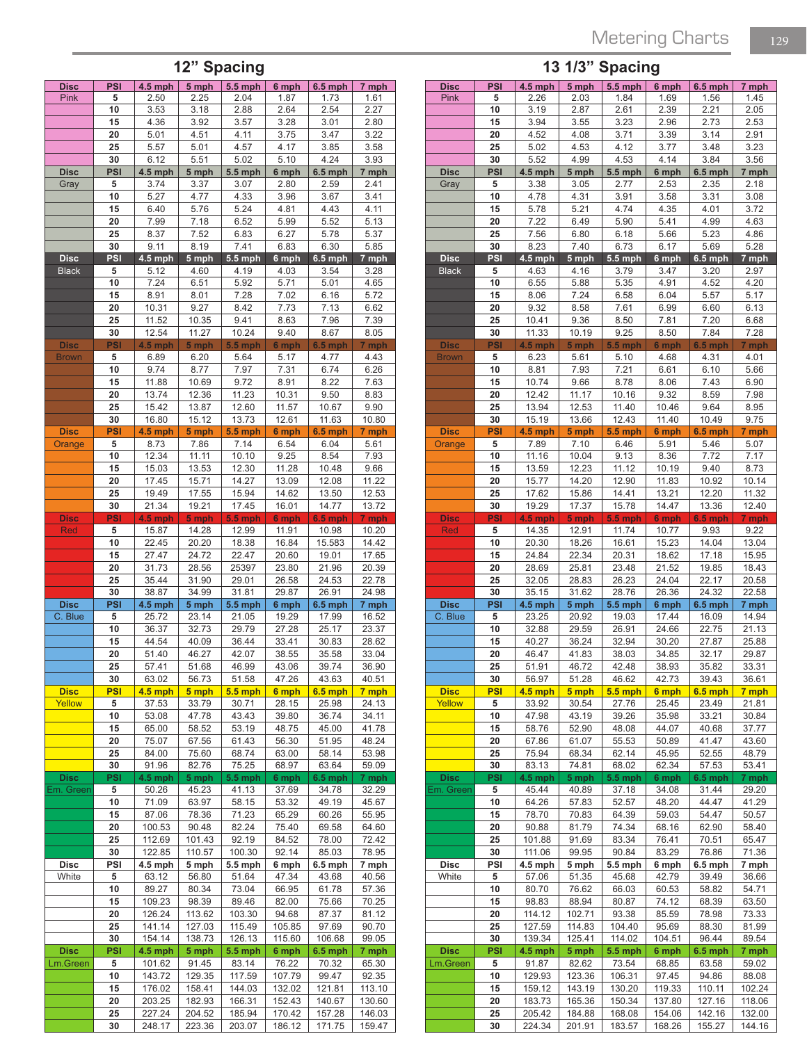# Metering Charts

## 12" Spacing

| Disc | PSI | 4.5 mph | 5 mph | 5.5 mph | 6 mph | 6.5 mph | 7 mph |
|---|---|---|---|---|---|---|---|
| Pink | 5 | 2.50 | 2.25 | 2.04 | 1.87 | 1.73 | 1.61 |
| | 10 | 3.53 | 3.18 | 2.88 | 2.64 | 2.54 | 2.27 |
| | 15 | 4.36 | 3.92 | 3.57 | 3.28 | 3.01 | 2.80 |
| | 20 | 5.01 | 4.51 | 4.11 | 3.75 | 3.47 | 3.22 |
| | 25 | 5.57 | 5.01 | 4.57 | 4.17 | 3.85 | 3.58 |
| | 30 | 6.12 | 5.51 | 5.02 | 5.10 | 4.24 | 3.93 |
| **Disc** | **PSI** | **4.5 mph** | **5 mph** | **5.5 mph** | **6 mph** | **6.5 mph** | **7 mph** |
| Gray | 5 | 3.74 | 3.37 | 3.07 | 2.80 | 2.59 | 2.41 |
| | 10 | 5.27 | 4.77 | 4.33 | 3.96 | 3.67 | 3.41 |
| | 15 | 6.40 | 5.76 | 5.24 | 4.81 | 4.43 | 4.11 |
| | 20 | 7.99 | 7.18 | 6.52 | 5.99 | 5.52 | 5.13 |
| | 25 | 8.37 | 7.52 | 6.83 | 6.27 | 5.78 | 5.37 |
| | 30 | 9.11 | 8.19 | 7.41 | 6.83 | 6.30 | 5.85 |
| **Disc** | **PSI** | **4.5 mph** | **5 mph** | **5.5 mph** | **6 mph** | **6.5 mph** | **7 mph** |
| Black | 5 | 5.12 | 4.60 | 4.19 | 4.03 | 3.54 | 3.28 |
| | 10 | 7.24 | 6.51 | 5.92 | 5.71 | 5.01 | 4.65 |
| | 15 | 8.91 | 8.01 | 7.28 | 7.02 | 6.16 | 5.72 |
| | 20 | 10.31 | 9.27 | 8.42 | 7.73 | 7.13 | 6.62 |
| | 25 | 11.52 | 10.35 | 9.41 | 8.63 | 7.96 | 7.39 |
| | 30 | 12.54 | 11.27 | 10.24 | 9.40 | 8.67 | 8.05 |
| **Disc** | **PSI** | **4.5 mph** | **5 mph** | **5.5 mph** | **6 mph** | **6.5 mph** | **7 mph** |
| Brown | 5 | 6.89 | 6.20 | 5.64 | 5.17 | 4.77 | 4.43 |
| | 10 | 9.74 | 8.77 | 7.97 | 7.31 | 6.74 | 6.26 |
| | 15 | 11.88 | 10.69 | 9.72 | 8.91 | 8.22 | 7.63 |
| | 20 | 13.74 | 12.36 | 11.23 | 10.31 | 9.50 | 8.83 |
| | 25 | 15.42 | 13.87 | 12.60 | 11.57 | 10.67 | 9.90 |
| | 30 | 16.80 | 15.12 | 13.73 | 12.61 | 11.63 | 10.80 |
| **Disc** | **PSI** | **4.5 mph** | **5 mph** | **5.5 mph** | **6 mph** | **6.5 mph** | **7 mph** |
| Orange | 5 | 8.73 | 7.86 | 7.14 | 6.54 | 6.04 | 5.61 |
| | 10 | 12.34 | 11.11 | 10.10 | 9.25 | 8.54 | 7.93 |
| | 15 | 15.03 | 13.53 | 12.30 | 11.28 | 10.48 | 9.66 |
| | 20 | 17.45 | 15.71 | 14.27 | 13.09 | 12.08 | 11.22 |
| | 25 | 19.49 | 17.55 | 15.94 | 14.62 | 13.50 | 12.53 |
| | 30 | 21.34 | 19.21 | 17.45 | 16.01 | 14.77 | 13.72 |
| **Disc** | **PSI** | **4.5 mph** | **5 mph** | **5.5 mph** | **6 mph** | **6.5 mph** | **7 mph** |
| Red | 5 | 15.87 | 14.28 | 12.99 | 11.91 | 10.98 | 10.20 |
| | 10 | 22.45 | 20.20 | 18.38 | 16.84 | 15.583 | 14.42 |
| | 15 | 27.47 | 24.72 | 22.47 | 20.60 | 19.01 | 17.65 |
| | 20 | 31.73 | 28.56 | 25397 | 23.80 | 21.96 | 20.39 |
| | 25 | 35.44 | 31.90 | 29.01 | 26.58 | 24.53 | 22.78 |
| | 30 | 38.87 | 34.99 | 31.81 | 29.87 | 26.91 | 24.98 |
| **Disc** | **PSI** | **4.5 mph** | **5 mph** | **5.5 mph** | **6 mph** | **6.5 mph** | **7 mph** |
| C. Blue | 5 | 25.72 | 23.14 | 21.05 | 19.29 | 17.99 | 16.52 |
| | 10 | 36.37 | 32.73 | 29.79 | 27.28 | 25.17 | 23.37 |
| | 15 | 44.54 | 40.09 | 36.44 | 33.41 | 30.83 | 28.62 |
| | 20 | 51.40 | 46.27 | 42.07 | 38.55 | 35.58 | 33.04 |
| | 25 | 57.41 | 51.68 | 46.99 | 43.06 | 39.74 | 36.90 |
| | 30 | 63.02 | 56.73 | 51.58 | 47.26 | 43.63 | 40.51 |
| **Disc** | **PSI** | **4.5 mph** | **5 mph** | **5.5 mph** | **6 mph** | **6.5 mph** | **7 mph** |
| Yellow | 5 | 37.53 | 33.79 | 30.71 | 28.15 | 25.98 | 24.13 |
| | 10 | 53.08 | 47.78 | 43.43 | 39.80 | 36.74 | 34.11 |
| | 15 | 65.00 | 58.52 | 53.19 | 48.75 | 45.00 | 41.78 |
| | 20 | 75.07 | 67.56 | 61.43 | 56.30 | 51.95 | 48.24 |
| | 25 | 84.00 | 75.60 | 68.74 | 63.00 | 58.14 | 53.98 |
| | 30 | 91.96 | 82.76 | 75.25 | 68.97 | 63.64 | 59.09 |
| **Disc** | **PSI** | **4.5 mph** | **5 mph** | **5.5 mph** | **6 mph** | **6.5 mph** | **7 mph** |
| Em. Green | 5 | 50.26 | 45.23 | 41.13 | 37.69 | 34.78 | 32.29 |
| | 10 | 71.09 | 63.97 | 58.15 | 53.32 | 49.19 | 45.67 |
| | 15 | 87.06 | 78.36 | 71.23 | 65.29 | 60.26 | 55.95 |
| | 20 | 100.53 | 90.48 | 82.24 | 75.40 | 69.58 | 64.60 |
| | 25 | 112.69 | 101.43 | 92.19 | 84.52 | 78.00 | 72.42 |
| | 30 | 122.85 | 110.57 | 100.30 | 92.14 | 85.03 | 78.95 |
| **Disc** | **PSI** | **4.5 mph** | **5 mph** | **5.5 mph** | **6 mph** | **6.5 mph** | **7 mph** |
| White | 5 | 63.12 | 56.80 | 51.64 | 47.34 | 43.68 | 40.56 |
| | 10 | 89.27 | 80.34 | 73.04 | 66.95 | 61.78 | 57.36 |
| | 15 | 109.23 | 98.39 | 89.46 | 82.00 | 75.66 | 70.25 |
| | 20 | 126.24 | 113.62 | 103.30 | 94.68 | 87.37 | 81.12 |
| | 25 | 141.14 | 127.03 | 115.49 | 105.85 | 97.69 | 90.70 |
| | 30 | 154.14 | 138.73 | 126.13 | 115.60 | 106.68 | 99.05 |
| **Disc** | **PSI** | **4.5 mph** | **5 mph** | **5.5 mph** | **6 mph** | **6.5 mph** | **7 mph** |
| Lm.Green | 5 | 101.62 | 91.45 | 83.14 | 76.22 | 70.32 | 65.30 |
| | 10 | 143.72 | 129.35 | 117.59 | 107.79 | 99.47 | 92.35 |
| | 15 | 176.02 | 158.41 | 144.03 | 132.02 | 121.81 | 113.10 |
| | 20 | 203.25 | 182.93 | 166.31 | 152.43 | 140.67 | 130.60 |
| | 25 | 227.24 | 204.52 | 185.94 | 170.42 | 157.28 | 146.03 |
| | 30 | 248.17 | 223.36 | 203.07 | 186.12 | 171.75 | 159.47 |

## 13 1/3" Spacing

| Disc | PSI | 4.5 mph | 5 mph | 5.5 mph | 6 mph | 6.5 mph | 7 mph |
|---|---|---|---|---|---|---|---|
| Pink | 5 | 2.26 | 2.03 | 1.84 | 1.69 | 1.56 | 1.45 |
| | 10 | 3.19 | 2.87 | 2.61 | 2.39 | 2.21 | 2.05 |
| | 15 | 3.94 | 3.55 | 3.23 | 2.96 | 2.73 | 2.53 |
| | 20 | 4.52 | 4.08 | 3.71 | 3.39 | 3.14 | 2.91 |
| | 25 | 5.02 | 4.53 | 4.12 | 3.77 | 3.48 | 3.23 |
| | 30 | 5.52 | 4.99 | 4.53 | 4.14 | 3.84 | 3.56 |
| **Disc** | **PSI** | **4.5 mph** | **5 mph** | **5.5 mph** | **6 mph** | **6.5 mph** | **7 mph** |
| Gray | 5 | 3.38 | 3.05 | 2.77 | 2.53 | 2.35 | 2.18 |
| | 10 | 4.78 | 4.31 | 3.91 | 3.58 | 3.31 | 3.08 |
| | 15 | 5.78 | 5.21 | 4.74 | 4.35 | 4.01 | 3.72 |
| | 20 | 7.22 | 6.49 | 5.90 | 5.41 | 4.99 | 4.63 |
| | 25 | 7.56 | 6.80 | 6.18 | 5.66 | 5.23 | 4.86 |
| | 30 | 8.23 | 7.40 | 6.73 | 6.17 | 5.69 | 5.28 |
| **Disc** | **PSI** | **4.5 mph** | **5 mph** | **5.5 mph** | **6 mph** | **6.5 mph** | **7 mph** |
| Black | 5 | 4.63 | 4.16 | 3.79 | 3.47 | 3.20 | 2.97 |
| | 10 | 6.55 | 5.88 | 5.35 | 4.91 | 4.52 | 4.20 |
| | 15 | 8.06 | 7.24 | 6.58 | 6.04 | 5.57 | 5.17 |
| | 20 | 9.32 | 8.58 | 7.61 | 6.99 | 6.60 | 6.13 |
| | 25 | 10.41 | 9.36 | 8.50 | 7.81 | 7.20 | 6.68 |
| | 30 | 11.33 | 10.19 | 9.25 | 8.50 | 7.84 | 7.28 |
| **Disc** | **PSI** | **4.5 mph** | **5 mph** | **5.5 mph** | **6 mph** | **6.5 mph** | **7 mph** |
| Brown | 5 | 6.23 | 5.61 | 5.10 | 4.68 | 4.31 | 4.01 |
| | 10 | 8.81 | 7.93 | 7.21 | 6.61 | 6.10 | 5.66 |
| | 15 | 10.74 | 9.66 | 8.78 | 8.06 | 7.43 | 6.90 |
| | 20 | 12.42 | 11.17 | 10.16 | 9.32 | 8.59 | 7.98 |
| | 25 | 13.94 | 12.53 | 11.40 | 10.46 | 9.64 | 8.95 |
| | 30 | 15.19 | 13.66 | 12.43 | 11.40 | 10.49 | 9.75 |
| **Disc** | **PSI** | **4.5 mph** | **5 mph** | **5.5 mph** | **6 mph** | **6.5 mph** | **7 mph** |
| Orange | 5 | 7.89 | 7.10 | 6.46 | 5.91 | 5.46 | 5.07 |
| | 10 | 11.16 | 10.04 | 9.13 | 8.36 | 7.72 | 7.17 |
| | 15 | 13.59 | 12.23 | 11.12 | 10.19 | 9.40 | 8.73 |
| | 20 | 15.77 | 14.20 | 12.90 | 11.83 | 10.92 | 10.14 |
| | 25 | 17.62 | 15.86 | 14.41 | 13.21 | 12.20 | 11.32 |
| | 30 | 19.29 | 17.37 | 15.78 | 14.47 | 13.36 | 12.40 |
| **Disc** | **PSI** | **4.5 mph** | **5 mph** | **5.5 mph** | **6 mph** | **6.5 mph** | **7 mph** |
| Red | 5 | 14.35 | 12.91 | 11.74 | 10.77 | 9.93 | 9.22 |
| | 10 | 20.30 | 18.26 | 16.61 | 15.23 | 14.04 | 13.04 |
| | 15 | 24.84 | 22.34 | 20.31 | 18.62 | 17.18 | 15.95 |
| | 20 | 28.69 | 25.81 | 23.48 | 21.52 | 19.85 | 18.43 |
| | 25 | 32.05 | 28.83 | 26.23 | 24.04 | 22.17 | 20.58 |
| | 30 | 35.15 | 31.62 | 28.76 | 26.36 | 24.32 | 22.58 |
| **Disc** | **PSI** | **4.5 mph** | **5 mph** | **5.5 mph** | **6 mph** | **6.5 mph** | **7 mph** |
| C. Blue | 5 | 23.25 | 20.92 | 19.03 | 17.44 | 16.09 | 14.94 |
| | 10 | 32.88 | 29.59 | 26.91 | 24.66 | 22.75 | 21.13 |
| | 15 | 40.27 | 36.24 | 32.94 | 30.20 | 27.87 | 25.88 |
| | 20 | 46.47 | 41.83 | 38.03 | 34.85 | 32.17 | 29.87 |
| | 25 | 51.91 | 46.72 | 42.48 | 38.93 | 35.82 | 33.31 |
| | 30 | 56.97 | 51.28 | 46.62 | 42.73 | 39.43 | 36.61 |
| **Disc** | **PSI** | **4.5 mph** | **5 mph** | **5.5 mph** | **6 mph** | **6.5 mph** | **7 mph** |
| Yellow | 5 | 33.92 | 30.54 | 27.76 | 25.45 | 23.49 | 21.81 |
| | 10 | 47.98 | 43.19 | 39.26 | 35.98 | 33.21 | 30.84 |
| | 15 | 58.76 | 52.90 | 48.08 | 44.07 | 40.68 | 37.77 |
| | 20 | 67.86 | 61.07 | 55.53 | 50.89 | 41.47 | 43.60 |
| | 25 | 75.94 | 68.34 | 62.14 | 45.95 | 52.55 | 48.79 |
| | 30 | 83.13 | 74.81 | 68.02 | 62.34 | 57.53 | 53.41 |
| **Disc** | **PSI** | **4.5 mph** | **5 mph** | **5.5 mph** | **6 mph** | **6.5 mph** | **7 mph** |
| Em. Green | 5 | 45.44 | 40.89 | 37.18 | 34.08 | 31.44 | 29.20 |
| | 10 | 64.26 | 57.83 | 52.57 | 48.20 | 44.47 | 41.29 |
| | 15 | 78.70 | 70.83 | 64.39 | 59.03 | 54.47 | 50.57 |
| | 20 | 90.88 | 81.79 | 74.34 | 68.16 | 62.90 | 58.40 |
| | 25 | 101.88 | 91.69 | 83.34 | 76.41 | 70.51 | 65.47 |
| | 30 | 111.06 | 99.95 | 90.84 | 83.29 | 76.86 | 71.36 |
| **Disc** | **PSI** | **4.5 mph** | **5 mph** | **5.5 mph** | **6 mph** | **6.5 mph** | **7 mph** |
| White | 5 | 57.06 | 51.35 | 45.68 | 42.79 | 39.49 | 36.66 |
| | 10 | 80.70 | 76.62 | 66.03 | 60.53 | 58.82 | 54.71 |
| | 15 | 98.83 | 88.94 | 80.87 | 74.12 | 68.39 | 63.50 |
| | 20 | 114.12 | 102.71 | 93.38 | 85.59 | 78.98 | 73.33 |
| | 25 | 127.59 | 114.83 | 104.40 | 95.69 | 88.30 | 81.99 |
| | 30 | 139.34 | 125.41 | 114.02 | 104.51 | 96.44 | 89.54 |
| **Disc** | **PSI** | **4.5 mph** | **5 mph** | **5.5 mph** | **6 mph** | **6.5 mph** | **7 mph** |
| Lm.Green | 5 | 91.87 | 82.62 | 73.54 | 68.85 | 63.58 | 59.02 |
| | 10 | 129.93 | 123.36 | 106.31 | 97.45 | 94.86 | 88.08 |
| | 15 | 159.12 | 143.19 | 130.20 | 119.33 | 110.11 | 102.24 |
| | 20 | 183.73 | 165.36 | 150.34 | 137.80 | 127.16 | 118.06 |
| | 25 | 205.42 | 184.88 | 168.08 | 154.06 | 142.16 | 132.00 |
| | 30 | 224.34 | 201.91 | 183.57 | 168.26 | 155.27 | 144.16 |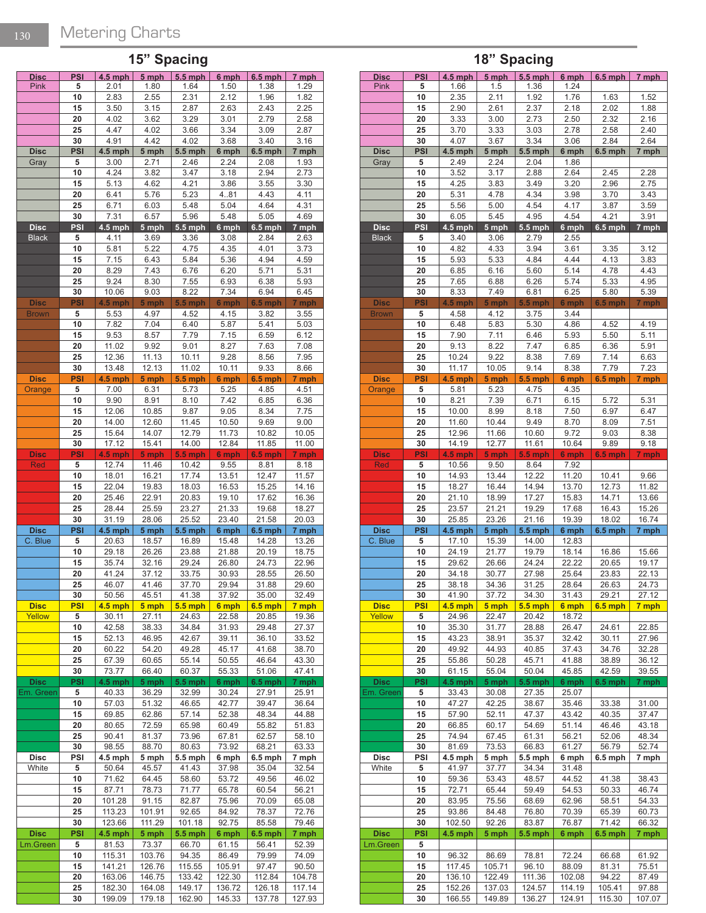# Metering Charts

## 15" Spacing

| Disc | PSI | 4.5 mph | 5 mph | 5.5 mph | 6 mph | 6.5 mph | 7 mph |
|---|---|---|---|---|---|---|---|
| Pink | 5 | 2.01 | 1.80 | 1.64 | 1.50 | 1.38 | 1.29 |
| | 10 | 2.83 | 2.55 | 2.31 | 2.12 | 1.96 | 1.82 |
| | 15 | 3.50 | 3.15 | 2.87 | 2.63 | 2.43 | 2.25 |
| | 20 | 4.02 | 3.62 | 3.29 | 3.01 | 2.79 | 2.58 |
| | 25 | 4.47 | 4.02 | 3.66 | 3.34 | 3.09 | 2.87 |
| | 30 | 4.91 | 4.42 | 4.02 | 3.68 | 3.40 | 3.16 |
| **Disc** | **PSI** | **4.5 mph** | **5 mph** | **5.5 mph** | **6 mph** | **6.5 mph** | **7 mph** |
| Gray | 5 | 3.00 | 2.71 | 2.46 | 2.24 | 2.08 | 1.93 |
| | 10 | 4.24 | 3.82 | 3.47 | 3.18 | 2.94 | 2.73 |
| | 15 | 5.13 | 4.62 | 4.21 | 3.86 | 3.55 | 3.30 |
| | 20 | 6.41 | 5.76 | 5.23 | 4..81 | 4.43 | 4.11 |
| | 25 | 6.71 | 6.03 | 5.48 | 5.04 | 4.64 | 4.31 |
| | 30 | 7.31 | 6.57 | 5.96 | 5.48 | 5.05 | 4.69 |
| **Disc** | **PSI** | **4.5 mph** | **5 mph** | **5.5 mph** | **6 mph** | **6.5 mph** | **7 mph** |
| Black | 5 | 4.11 | 3.69 | 3.36 | 3.08 | 2.84 | 2.63 |
| | 10 | 5.81 | 5.22 | 4.75 | 4.35 | 4.01 | 3.73 |
| | 15 | 7.15 | 6.43 | 5.84 | 5.36 | 4.94 | 4.59 |
| | 20 | 8.29 | 7.43 | 6.76 | 6.20 | 5.71 | 5.31 |
| | 25 | 9.24 | 8.30 | 7.55 | 6.93 | 6.38 | 5.93 |
| | 30 | 10.06 | 9.03 | 8.22 | 7.34 | 6.94 | 6.45 |
| **Disc** | **PSI** | **4.5 mph** | **5 mph** | **5.5 mph** | **6 mph** | **6.5 mph** | **7 mph** |
| Brown | 5 | 5.53 | 4.97 | 4.52 | 4.15 | 3.82 | 3.55 |
| | 10 | 7.82 | 7.04 | 6.40 | 5.87 | 5.41 | 5.03 |
| | 15 | 9.53 | 8.57 | 7.79 | 7.15 | 6.59 | 6.12 |
| | 20 | 11.02 | 9.92 | 9.01 | 8.27 | 7.63 | 7.08 |
| | 25 | 12.36 | 11.13 | 10.11 | 9.28 | 8.56 | 7.95 |
| | 30 | 13.48 | 12.13 | 11.02 | 10.11 | 9.33 | 8.66 |
| **Disc** | **PSI** | **4.5 mph** | **5 mph** | **5.5 mph** | **6 mph** | **6.5 mph** | **7 mph** |
| Orange | 5 | 7.00 | 6.31 | 5.73 | 5.25 | 4.85 | 4.51 |
| | 10 | 9.90 | 8.91 | 8.10 | 7.42 | 6.85 | 6.36 |
| | 15 | 12.06 | 10.85 | 9.87 | 9.05 | 8.34 | 7.75 |
| | 20 | 14.00 | 12.60 | 11.45 | 10.50 | 9.69 | 9.00 |
| | 25 | 15.64 | 14.07 | 12.79 | 11.73 | 10.82 | 10.05 |
| | 30 | 17.12 | 15.41 | 14.00 | 12.84 | 11.85 | 11.00 |
| **Disc** | **PSI** | **4.5 mph** | **5 mph** | **5.5 mph** | **6 mph** | **6.5 mph** | **7 mph** |
| Red | 5 | 12.74 | 11.46 | 10.42 | 9.55 | 8.81 | 8.18 |
| | 10 | 18.01 | 16.21 | 17.74 | 13.51 | 12.47 | 11.57 |
| | 15 | 22.04 | 19.83 | 18.03 | 16.53 | 15.25 | 14.16 |
| | 20 | 25.46 | 22.91 | 20.83 | 19.10 | 17.62 | 16.36 |
| | 25 | 28.44 | 25.59 | 23.27 | 21.33 | 19.68 | 18.27 |
| | 30 | 31.19 | 28.06 | 25.52 | 23.40 | 21.58 | 20.03 |
| **Disc** | **PSI** | **4.5 mph** | **5 mph** | **5.5 mph** | **6 mph** | **6.5 mph** | **7 mph** |
| C. Blue | 5 | 20.63 | 18.57 | 16.89 | 15.48 | 14.28 | 13.26 |
| | 10 | 29.18 | 26.26 | 23.88 | 21.88 | 20.19 | 18.75 |
| | 15 | 35.74 | 32.16 | 29.24 | 26.80 | 24.73 | 22.96 |
| | 20 | 41.24 | 37.12 | 33.75 | 30.93 | 28.55 | 26.50 |
| | 25 | 46.07 | 41.46 | 37.70 | 29.94 | 31.88 | 29.60 |
| | 30 | 50.56 | 45.51 | 41.38 | 37.92 | 35.00 | 32.49 |
| **Disc** | **PSI** | **4.5 mph** | **5 mph** | **5.5 mph** | **6 mph** | **6.5 mph** | **7 mph** |
| Yellow | 5 | 30.11 | 27.11 | 24.63 | 22.58 | 20.85 | 19.36 |
| | 10 | 42.58 | 38.33 | 34.84 | 31.93 | 29.48 | 27.37 |
| | 15 | 52.13 | 46.95 | 42.67 | 39.11 | 36.10 | 33.52 |
| | 20 | 60.22 | 54.20 | 49.28 | 45.17 | 41.68 | 38.70 |
| | 25 | 67.39 | 60.65 | 55.14 | 50.55 | 46.64 | 43.30 |
| | 30 | 73.77 | 66.40 | 60.37 | 55.33 | 51.06 | 47.41 |
| **Disc** | **PSI** | **4.5 mph** | **5 mph** | **5.5 mph** | **6 mph** | **6.5 mph** | **7 mph** |
| Em. Green | 5 | 40.33 | 36.29 | 32.99 | 30.24 | 27.91 | 25.91 |
| | 10 | 57.03 | 51.32 | 46.65 | 42.77 | 39.47 | 36.64 |
| | 15 | 69.85 | 62.86 | 57.14 | 52.38 | 48.34 | 44.88 |
| | 20 | 80.65 | 72.59 | 65.98 | 60.49 | 55.82 | 51.83 |
| | 25 | 90.41 | 81.37 | 73.96 | 67.81 | 62.57 | 58.10 |
| | 30 | 98.55 | 88.70 | 80.63 | 73.92 | 68.21 | 63.33 |
| **Disc** | **PSI** | **4.5 mph** | **5 mph** | **5.5 mph** | **6 mph** | **6.5 mph** | **7 mph** |
| White | 5 | 50.64 | 45.57 | 41.43 | 37.98 | 35.04 | 32.54 |
| | 10 | 71.62 | 64.45 | 58.60 | 53.72 | 49.56 | 46.02 |
| | 15 | 87.71 | 78.73 | 71.77 | 65.78 | 60.54 | 56.21 |
| | 20 | 101.28 | 91.15 | 82.87 | 75.96 | 70.09 | 65.08 |
| | 25 | 113.23 | 101.91 | 92.65 | 84.92 | 78.37 | 72.76 |
| | 30 | 123.66 | 111.29 | 101.18 | 92.75 | 85.58 | 79.46 |
| **Disc** | **PSI** | **4.5 mph** | **5 mph** | **5.5 mph** | **6 mph** | **6.5 mph** | **7 mph** |
| Lm.Green | 5 | 81.53 | 73.37 | 66.70 | 61.15 | 56.41 | 52.39 |
| | 10 | 115.31 | 103.76 | 94.35 | 86.49 | 79.99 | 74.09 |
| | 15 | 141.21 | 126.76 | 115.55 | 105.91 | 97.47 | 90.50 |
| | 20 | 163.06 | 146.75 | 133.42 | 122.30 | 112.84 | 104.78 |
| | 25 | 182.30 | 164.08 | 149.17 | 136.72 | 126.18 | 117.14 |
| | 30 | 199.09 | 179.18 | 162.90 | 145.33 | 137.78 | 127.93 |

## 18" Spacing

| Disc | PSI | 4.5 mph | 5 mph | 5.5 mph | 6 mph | 6.5 mph | 7 mph |
|---|---|---|---|---|---|---|---|
| Pink | 5 | 1.66 | 1.5 | 1.36 | 1.24 | | |
| | 10 | 2.35 | 2.11 | 1.92 | 1.76 | 1.63 | 1.52 |
| | 15 | 2.90 | 2.61 | 2.37 | 2.18 | 2.02 | 1.88 |
| | 20 | 3.33 | 3.00 | 2.73 | 2.50 | 2.32 | 2.16 |
| | 25 | 3.70 | 3.33 | 3.03 | 2.78 | 2.58 | 2.40 |
| | 30 | 4.07 | 3.67 | 3.34 | 3.06 | 2.84 | 2.64 |
| **Disc** | **PSI** | **4.5 mph** | **5 mph** | **5.5 mph** | **6 mph** | **6.5 mph** | **7 mph** |
| Gray | 5 | 2.49 | 2.24 | 2.04 | 1.86 | | |
| | 10 | 3.52 | 3.17 | 2.88 | 2.64 | 2.45 | 2.28 |
| | 15 | 4.25 | 3.83 | 3.49 | 3.20 | 2.96 | 2.75 |
| | 20 | 5.31 | 4.78 | 4.34 | 3.98 | 3.70 | 3.43 |
| | 25 | 5.56 | 5.00 | 4.54 | 4.17 | 3.87 | 3.59 |
| | 30 | 6.05 | 5.45 | 4.95 | 4.54 | 4.21 | 3.91 |
| **Disc** | **PSI** | **4.5 mph** | **5 mph** | **5.5 mph** | **6 mph** | **6.5 mph** | **7 mph** |
| Black | 5 | 3.40 | 3.06 | 2.79 | 2.55 | | |
| | 10 | 4.82 | 4.33 | 3.94 | 3.61 | 3.35 | 3.12 |
| | 15 | 5.93 | 5.33 | 4.84 | 4.44 | 4.13 | 3.83 |
| | 20 | 6.85 | 6.16 | 5.60 | 5.14 | 4.78 | 4.43 |
| | 25 | 7.65 | 6.88 | 6.26 | 5.74 | 5.33 | 4.95 |
| | 30 | 8.33 | 7.49 | 6.81 | 6.25 | 5.80 | 5.39 |
| **Disc** | **PSI** | **4.5 mph** | **5 mph** | **5.5 mph** | **6 mph** | **6.5 mph** | **7 mph** |
| Brown | 5 | 4.58 | 4.12 | 3.75 | 3.44 | | |
| | 10 | 6.48 | 5.83 | 5.30 | 4.86 | 4.52 | 4.19 |
| | 15 | 7.90 | 7.11 | 6.46 | 5.93 | 5.50 | 5.11 |
| | 20 | 9.13 | 8.22 | 7.47 | 6.85 | 6.36 | 5.91 |
| | 25 | 10.24 | 9.22 | 8.38 | 7.69 | 7.14 | 6.63 |
| | 30 | 11.17 | 10.05 | 9.14 | 8.38 | 7.79 | 7.23 |
| **Disc** | **PSI** | **4.5 mph** | **5 mph** | **5.5 mph** | **6 mph** | **6.5 mph** | **7 mph** |
| Orange | 5 | 5.81 | 5.23 | 4.75 | 4.35 | | |
| | 10 | 8.21 | 7.39 | 6.71 | 6.15 | 5.72 | 5.31 |
| | 15 | 10.00 | 8.99 | 8.18 | 7.50 | 6.97 | 6.47 |
| | 20 | 11.60 | 10.44 | 9.49 | 8.70 | 8.09 | 7.51 |
| | 25 | 12.96 | 11.66 | 10.60 | 9.72 | 9.03 | 8.38 |
| | 30 | 14.19 | 12.77 | 11.61 | 10.64 | 9.89 | 9.18 |
| **Disc** | **PSI** | **4.5 mph** | **5 mph** | **5.5 mph** | **6 mph** | **6.5 mph** | **7 mph** |
| Red | 5 | 10.56 | 9.50 | 8.64 | 7.92 | | |
| | 10 | 14.93 | 13.44 | 12.22 | 11.20 | 10.41 | 9.66 |
| | 15 | 18.27 | 16.44 | 14.94 | 13.70 | 12.73 | 11.82 |
| | 20 | 21.10 | 18.99 | 17.27 | 15.83 | 14.71 | 13.66 |
| | 25 | 23.57 | 21.21 | 19.29 | 17.68 | 16.43 | 15.26 |
| | 30 | 25.85 | 23.26 | 21.16 | 19.39 | 18.02 | 16.74 |
| **Disc** | **PSI** | **4.5 mph** | **5 mph** | **5.5 mph** | **6 mph** | **6.5 mph** | **7 mph** |
| C. Blue | 5 | 17.10 | 15.39 | 14.00 | 12.83 | | |
| | 10 | 24.19 | 21.77 | 19.79 | 18.14 | 16.86 | 15.66 |
| | 15 | 29.62 | 26.66 | 24.24 | 22.22 | 20.65 | 19.17 |
| | 20 | 34.18 | 30.77 | 27.98 | 25.64 | 23.83 | 22.13 |
| | 25 | 38.18 | 34.36 | 31.25 | 28.64 | 26.63 | 24.73 |
| | 30 | 41.90 | 37.72 | 34.30 | 31.43 | 29.21 | 27.12 |
| **Disc** | **PSI** | **4.5 mph** | **5 mph** | **5.5 mph** | **6 mph** | **6.5 mph** | **7 mph** |
| Yellow | 5 | 24.96 | 22.47 | 20.42 | 18.72 | | |
| | 10 | 35.30 | 31.77 | 28.88 | 26.47 | 24.61 | 22.85 |
| | 15 | 43.23 | 38.91 | 35.37 | 32.42 | 30.11 | 27.96 |
| | 20 | 49.92 | 44.93 | 40.85 | 37.43 | 34.76 | 32.28 |
| | 25 | 55.86 | 50.28 | 45.71 | 41.88 | 38.89 | 36.12 |
| | 30 | 61.15 | 55.04 | 50.04 | 45.85 | 42.59 | 39.55 |
| **Disc** | **PSI** | **4.5 mph** | **5 mph** | **5.5 mph** | **6 mph** | **6.5 mph** | **7 mph** |
| Em. Green | 5 | 33.43 | 30.08 | 27.35 | 25.07 | | |
| | 10 | 47.27 | 42.25 | 38.67 | 35.46 | 33.38 | 31.00 |
| | 15 | 57.90 | 52.11 | 47.37 | 43.42 | 40.35 | 37.47 |
| | 20 | 66.85 | 60.17 | 54.69 | 51.14 | 46.46 | 43.18 |
| | 25 | 74.94 | 67.45 | 61.31 | 56.21 | 52.06 | 48.34 |
| | 30 | 81.69 | 73.53 | 66.83 | 61.27 | 56.79 | 52.74 |
| **Disc** | **PSI** | **4.5 mph** | **5 mph** | **5.5 mph** | **6 mph** | **6.5 mph** | **7 mph** |
| White | 5 | 41.97 | 37.77 | 34.34 | 31.48 | | |
| | 10 | 59.36 | 53.43 | 48.57 | 44.52 | 41.38 | 38.43 |
| | 15 | 72.71 | 65.44 | 59.49 | 54.53 | 50.33 | 46.74 |
| | 20 | 83.95 | 75.56 | 68.69 | 62.96 | 58.51 | 54.33 |
| | 25 | 93.86 | 84.48 | 76.80 | 70.39 | 65.39 | 60.73 |
| | 30 | 102.50 | 92.26 | 83.87 | 76.87 | 71.42 | 66.32 |
| **Disc** | **PSI** | **4.5 mph** | **5 mph** | **5.5 mph** | **6 mph** | **6.5 mph** | **7 mph** |
| Lm.Green | 5 | | | | | | |
| | 10 | 96.32 | 86.69 | 78.81 | 72.24 | 66.68 | 61.92 |
| | 15 | 117.45 | 105.71 | 96.10 | 88.09 | 81.31 | 75.51 |
| | 20 | 136.10 | 122.49 | 111.36 | 102.08 | 94.22 | 87.49 |
| | 25 | 152.26 | 137.03 | 124.57 | 114.19 | 105.41 | 97.88 |
| | 30 | 166.55 | 149.89 | 136.27 | 124.91 | 115.30 | 107.07 |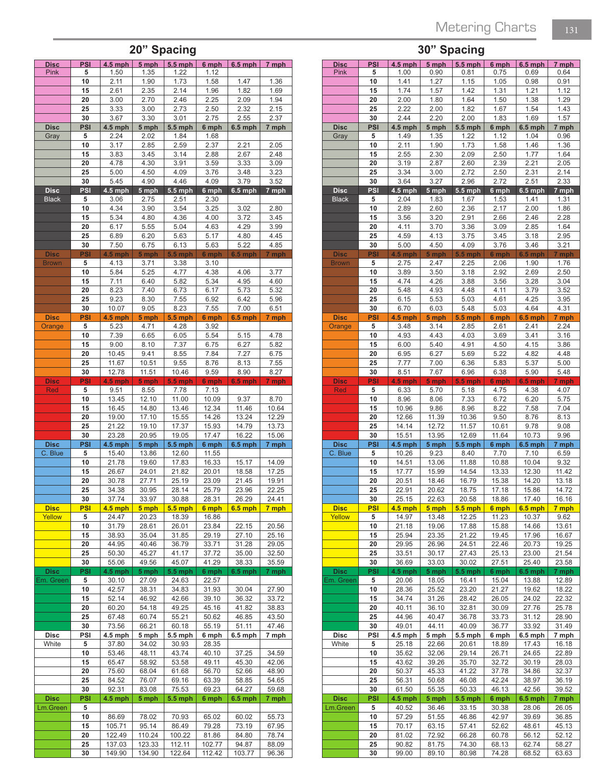# Metering Charts

## 20" Spacing

| Disc | PSI | 4.5 mph | 5 mph | 5.5 mph | 6 mph | 6.5 mph | 7 mph |
|---|---|---|---|---|---|---|---|
| Pink | 5 | 1.50 | 1.35 | 1.22 | 1.12 | | |
| | 10 | 2.11 | 1.90 | 1.73 | 1.58 | 1.47 | 1.36 |
| | 15 | 2.61 | 2.35 | 2.14 | 1.96 | 1.82 | 1.69 |
| | 20 | 3.00 | 2.70 | 2.46 | 2.25 | 2.09 | 1.94 |
| | 25 | 3.33 | 3.00 | 2.73 | 2.50 | 2.32 | 2.15 |
| | 30 | 3.67 | 3.30 | 3.01 | 2.75 | 2.55 | 2.37 |
| Gray | 5 | 2.24 | 2.02 | 1.84 | 1.68 | | |
| | 10 | 3.17 | 2.85 | 2.59 | 2.37 | 2.21 | 2.05 |
| | 15 | 3.83 | 3.45 | 3.14 | 2.88 | 2.67 | 2.48 |
| | 20 | 4.78 | 4.30 | 3.91 | 3.59 | 3.33 | 3.09 |
| | 25 | 5.00 | 4.50 | 4.09 | 3.76 | 3.48 | 3.23 |
| | 30 | 5.45 | 4.90 | 4.46 | 4.09 | 3.79 | 3.52 |
| Black | 5 | 3.06 | 2.75 | 2.51 | 2.30 | | |
| | 10 | 4.34 | 3.90 | 3.54 | 3.25 | 3.02 | 2.80 |
| | 15 | 5.34 | 4.80 | 4.36 | 4.00 | 3.72 | 3.45 |
| | 20 | 6.17 | 5.55 | 5.04 | 4.63 | 4.29 | 3.99 |
| | 25 | 6.89 | 6.20 | 5.63 | 5.17 | 4.80 | 4.45 |
| | 30 | 7.50 | 6.75 | 6.13 | 5.63 | 5.22 | 4.85 |
| Brown | 5 | 4.13 | 3.71 | 3.38 | 3.10 | | |
| | 10 | 5.84 | 5.25 | 4.77 | 4.38 | 4.06 | 3.77 |
| | 15 | 7.11 | 6.40 | 5.82 | 5.34 | 4.95 | 4.60 |
| | 20 | 8.23 | 7.40 | 6.73 | 6.17 | 5.73 | 5.32 |
| | 25 | 9.23 | 8.30 | 7.55 | 6.92 | 6.42 | 5.96 |
| | 30 | 10.07 | 9.05 | 8.23 | 7.55 | 7.00 | 6.51 |
| Orange | 5 | 5.23 | 4.71 | 4.28 | 3.92 | | |
| | 10 | 7.39 | 6.65 | 6.05 | 5.54 | 5.15 | 4.78 |
| | 15 | 9.00 | 8.10 | 7.37 | 6.75 | 6.27 | 5.82 |
| | 20 | 10.45 | 9.41 | 8.55 | 7.84 | 7.27 | 6.75 |
| | 25 | 11.67 | 10.51 | 9.55 | 8.76 | 8.13 | 7.55 |
| | 30 | 12.78 | 11.51 | 10.46 | 9.59 | 8.90 | 8.27 |
| Red | 5 | 9.51 | 8.55 | 7.78 | 7.13 | | |
| | 10 | 13.45 | 12.10 | 11.00 | 10.09 | 9.37 | 8.70 |
| | 15 | 16.45 | 14.80 | 13.46 | 12.34 | 11.46 | 10.64 |
| | 20 | 19.00 | 17.10 | 15.55 | 14.26 | 13.24 | 12.29 |
| | 25 | 21.22 | 19.10 | 17.37 | 15.93 | 14.79 | 13.73 |
| | 30 | 23.28 | 20.95 | 19.05 | 17.47 | 16.22 | 15.06 |
| C. Blue | 5 | 15.40 | 13.86 | 12.60 | 11.55 | | |
| | 10 | 21.78 | 19.60 | 17.83 | 16.33 | 15.17 | 14.09 |
| | 15 | 26.67 | 24.01 | 21.82 | 20.01 | 18.58 | 17.25 |
| | 20 | 30.78 | 27.71 | 25.19 | 23.09 | 21.45 | 19.91 |
| | 25 | 34.38 | 30.95 | 28.14 | 25.79 | 23.96 | 22.25 |
| | 30 | 37.74 | 33.97 | 30.88 | 28.31 | 26.29 | 24.41 |
| Yellow | 5 | 24.47 | 20.23 | 18.39 | 16.86 | | |
| | 10 | 31.79 | 28.61 | 26.01 | 23.84 | 22.15 | 20.56 |
| | 15 | 38.93 | 35.04 | 31.85 | 29.19 | 27.10 | 25.16 |
| | 20 | 44.95 | 40.46 | 36.79 | 33.71 | 31.28 | 29.05 |
| | 25 | 50.30 | 45.27 | 41.17 | 37.72 | 35.00 | 32.50 |
| | 30 | 55.06 | 49.56 | 45.07 | 41.29 | 38.33 | 35.59 |
| Em. Green | 5 | 30.10 | 27.09 | 24.63 | 22.57 | | |
| | 10 | 42.57 | 38.31 | 34.83 | 31.93 | 30.04 | 27.90 |
| | 15 | 52.14 | 46.92 | 42.66 | 39.10 | 36.32 | 33.72 |
| | 20 | 60.20 | 54.18 | 49.25 | 45.16 | 41.82 | 38.83 |
| | 25 | 67.48 | 60.74 | 55.21 | 50.62 | 46.85 | 43.50 |
| | 30 | 73.56 | 66.21 | 60.18 | 55.19 | 51.11 | 47.46 |
| White | 5 | 37.80 | 34.02 | 30.93 | 28.35 | | |
| | 10 | 53.46 | 48.11 | 43.74 | 40.10 | 37.25 | 34.59 |
| | 15 | 65.47 | 58.92 | 53.58 | 49.11 | 45.30 | 42.06 |
| | 20 | 75.60 | 68.04 | 61.68 | 56.70 | 52.66 | 48.90 |
| | 25 | 84.52 | 76.07 | 69.16 | 63.39 | 58.85 | 54.65 |
| | 30 | 92.31 | 83.08 | 75.53 | 69.23 | 64.27 | 59.68 |
| Lm.Green | 5 | | | | | | |
| | 10 | 86.69 | 78.02 | 70.93 | 65.02 | 60.02 | 55.73 |
| | 15 | 105.71 | 95.14 | 86.49 | 79.28 | 73.19 | 67.95 |
| | 20 | 122.49 | 110.24 | 100.22 | 81.86 | 84.80 | 78.74 |
| | 25 | 137.03 | 123.33 | 112.11 | 102.77 | 94.87 | 88.09 |
| | 30 | 149.90 | 134.90 | 122.64 | 112.42 | 103.77 | 96.36 |

## 30" Spacing

| Disc | PSI | 4.5 mph | 5 mph | 5.5 mph | 6 mph | 6.5 mph | 7 mph |
|---|---|---|---|---|---|---|---|
| Pink | 5 | 1.00 | 0.90 | 0.81 | 0.75 | 0.69 | 0.64 |
| | 10 | 1.41 | 1.27 | 1.15 | 1.05 | 0.98 | 0.91 |
| | 15 | 1.74 | 1.57 | 1.42 | 1.31 | 1.21 | 1.12 |
| | 20 | 2.00 | 1.80 | 1.64 | 1.50 | 1.38 | 1.29 |
| | 25 | 2.22 | 2.00 | 1.82 | 1.67 | 1.54 | 1.43 |
| | 30 | 2.44 | 2.20 | 2.00 | 1.83 | 1.69 | 1.57 |
| Gray | 5 | 1.49 | 1.35 | 1.22 | 1.12 | 1.04 | 0.96 |
| | 10 | 2.11 | 1.90 | 1.73 | 1.58 | 1.46 | 1.36 |
| | 15 | 2.55 | 2.30 | 2.09 | 2.50 | 1.77 | 1.64 |
| | 20 | 3.19 | 2.87 | 2.60 | 2.39 | 2.21 | 2.05 |
| | 25 | 3.34 | 3.00 | 2.72 | 2.50 | 2.31 | 2.14 |
| | 30 | 3.64 | 3.27 | 2.96 | 2.72 | 2.51 | 2.33 |
| Black | 5 | 2.04 | 1.83 | 1.67 | 1.53 | 1.41 | 1.31 |
| | 10 | 2.89 | 2.60 | 2.36 | 2.17 | 2.00 | 1.86 |
| | 15 | 3.56 | 3.20 | 2.91 | 2.66 | 2.46 | 2.28 |
| | 20 | 4.11 | 3.70 | 3.36 | 3.09 | 2.85 | 1.64 |
| | 25 | 4.59 | 4.13 | 3.75 | 3.45 | 3.18 | 2.95 |
| | 30 | 5.00 | 4.50 | 4.09 | 3.76 | 3.46 | 3.21 |
| Brown | 5 | 2.75 | 2.47 | 2.25 | 2.06 | 1.90 | 1.76 |
| | 10 | 3.89 | 3.50 | 3.18 | 2.92 | 2.69 | 2.50 |
| | 15 | 4.74 | 4.26 | 3.88 | 3.56 | 3.28 | 3.04 |
| | 20 | 5.48 | 4.93 | 4.48 | 4.11 | 3.79 | 3.52 |
| | 25 | 6.15 | 5.53 | 5.03 | 4.61 | 4.25 | 3.95 |
| | 30 | 6.70 | 6.03 | 5.48 | 5.03 | 4.64 | 4.31 |
| Orange | 5 | 3.48 | 3.14 | 2.85 | 2.61 | 2.41 | 2.24 |
| | 10 | 4.93 | 4.43 | 4.03 | 3.69 | 3.41 | 3.16 |
| | 15 | 6.00 | 5.40 | 4.91 | 4.50 | 4.15 | 3.86 |
| | 20 | 6.95 | 6.27 | 5.69 | 5.22 | 4.82 | 4.48 |
| | 25 | 7.77 | 7.00 | 6.36 | 5.83 | 5.37 | 5.00 |
| | 30 | 8.51 | 7.67 | 6.96 | 6.38 | 5.90 | 5.48 |
| Red | 5 | 6.33 | 5.70 | 5.18 | 4.75 | 4.38 | 4.07 |
| | 10 | 8.96 | 8.06 | 7.33 | 6.72 | 6.20 | 5.75 |
| | 15 | 10.96 | 9.86 | 8.96 | 8.22 | 7.58 | 7.04 |
| | 20 | 12.66 | 11.39 | 10.36 | 9.50 | 8.76 | 8.13 |
| | 25 | 14.14 | 12.72 | 11.57 | 10.61 | 9.78 | 9.08 |
| | 30 | 15.51 | 13.95 | 12.69 | 11.64 | 10.73 | 9.96 |
| C. Blue | 5 | 10.26 | 9.23 | 8.40 | 7.70 | 7.10 | 6.59 |
| | 10 | 14.51 | 13.06 | 11.88 | 10.88 | 10.04 | 9.32 |
| | 15 | 17.77 | 15.99 | 14.54 | 13.33 | 12.30 | 11.42 |
| | 20 | 20.51 | 18.46 | 16.79 | 15.38 | 14.20 | 13.18 |
| | 25 | 22.91 | 20.62 | 18.75 | 17.18 | 15.86 | 14.72 |
| | 30 | 25.15 | 22.63 | 20.58 | 18.86 | 17.40 | 16.16 |
| Yellow | 5 | 14.97 | 13.48 | 12.25 | 11.23 | 10.37 | 9.62 |
| | 10 | 21.18 | 19.06 | 17.88 | 15.88 | 14.66 | 13.61 |
| | 15 | 25.94 | 23.35 | 21.22 | 19.45 | 17.96 | 16.67 |
| | 20 | 29.95 | 26.96 | 24.51 | 22.46 | 20.73 | 19.25 |
| | 25 | 33.51 | 30.17 | 27.43 | 25.13 | 23.00 | 21.54 |
| | 30 | 36.69 | 33.03 | 30.02 | 27.51 | 25.40 | 23.58 |
| Em. Green | 5 | 20.06 | 18.05 | 16.41 | 15.04 | 13.88 | 12.89 |
| | 10 | 28.36 | 25.52 | 23.20 | 21.27 | 19.62 | 18.22 |
| | 15 | 34.74 | 31.26 | 28.42 | 26.05 | 24.02 | 22.32 |
| | 20 | 40.11 | 36.10 | 32.81 | 30.09 | 27.76 | 25.78 |
| | 25 | 44.96 | 40.47 | 36.78 | 33.73 | 31.12 | 28.90 |
| | 30 | 49.01 | 44.11 | 40.09 | 36.77 | 33.92 | 31.49 |
| White | 5 | 25.18 | 22.66 | 20.61 | 18.89 | 17.43 | 16.18 |
| | 10 | 35.62 | 32.06 | 29.14 | 26.71 | 24.65 | 22.89 |
| | 15 | 43.62 | 39.26 | 35.70 | 32.72 | 30.19 | 28.03 |
| | 20 | 50.37 | 45.33 | 41.22 | 37.78 | 34.86 | 32.37 |
| | 25 | 56.31 | 50.68 | 46.08 | 42.24 | 38.97 | 36.19 |
| | 30 | 61.50 | 55.35 | 50.33 | 46.13 | 42.56 | 39.52 |
| Lm.Green | 5 | 40.52 | 36.46 | 33.15 | 30.38 | 28.06 | 26.05 |
| | 10 | 57.29 | 51.55 | 46.86 | 42.97 | 39.69 | 36.85 |
| | 15 | 70.17 | 63.15 | 57.41 | 52.62 | 48.61 | 45.13 |
| | 20 | 81.02 | 72.92 | 66.28 | 60.78 | 56.12 | 52.12 |
| | 25 | 90.82 | 81.75 | 74.30 | 68.13 | 62.74 | 58.27 |
| | 30 | 99.00 | 89.10 | 80.98 | 74.28 | 68.52 | 63.63 |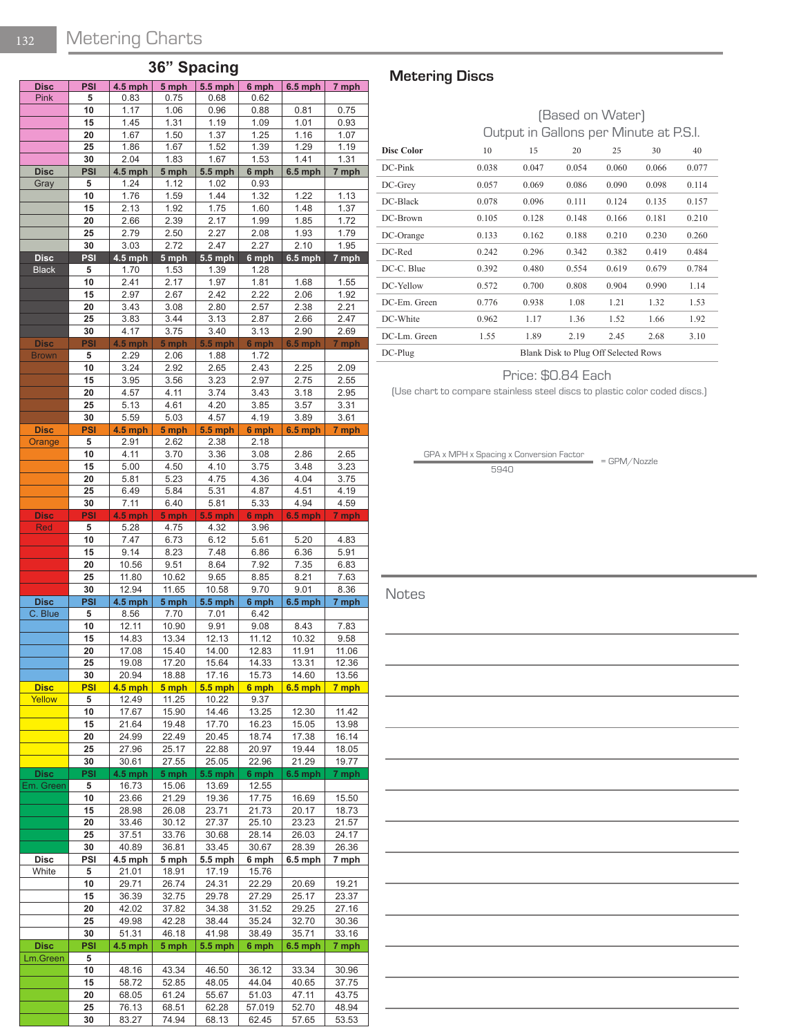# Metering Charts

## 36" Spacing

| Disc | PSI | 4.5 mph | 5 mph | 5.5 mph | 6 mph | 6.5 mph | 7 mph |
|---|---|---|---|---|---|---|---|
| Pink | 5 | 0.83 | 0.75 | 0.68 | 0.62 | | |
| | 10 | 1.17 | 1.06 | 0.96 | 0.88 | 0.81 | 0.75 |
| | 15 | 1.45 | 1.31 | 1.19 | 1.09 | 1.01 | 0.93 |
| | 20 | 1.67 | 1.50 | 1.37 | 1.25 | 1.16 | 1.07 |
| | 25 | 1.86 | 1.67 | 1.52 | 1.39 | 1.29 | 1.19 |
| | 30 | 2.04 | 1.83 | 1.67 | 1.53 | 1.41 | 1.31 |
| **Disc** | **PSI** | **4.5 mph** | **5 mph** | **5.5 mph** | **6 mph** | **6.5 mph** | **7 mph** |
| Gray | 5 | 1.24 | 1.12 | 1.02 | 0.93 | | |
| | 10 | 1.76 | 1.59 | 1.44 | 1.32 | 1.22 | 1.13 |
| | 15 | 2.13 | 1.92 | 1.75 | 1.60 | 1.48 | 1.37 |
| | 20 | 2.66 | 2.39 | 2.17 | 1.99 | 1.85 | 1.72 |
| | 25 | 2.79 | 2.50 | 2.27 | 2.08 | 1.93 | 1.79 |
| | 30 | 3.03 | 2.72 | 2.47 | 2.27 | 2.10 | 1.95 |
| **Disc** | **PSI** | **4.5 mph** | **5 mph** | **5.5 mph** | **6 mph** | **6.5 mph** | **7 mph** |
| Black | 5 | 1.70 | 1.53 | 1.39 | 1.28 | | |
| | 10 | 2.41 | 2.17 | 1.97 | 1.81 | 1.68 | 1.55 |
| | 15 | 2.97 | 2.67 | 2.42 | 2.22 | 2.06 | 1.92 |
| | 20 | 3.43 | 3.08 | 2.80 | 2.57 | 2.38 | 2.21 |
| | 25 | 3.83 | 3.44 | 3.13 | 2.87 | 2.66 | 2.47 |
| | 30 | 4.17 | 3.75 | 3.40 | 3.13 | 2.90 | 2.69 |
| **Disc** | **PSI** | **4.5 mph** | **5 mph** | **5.5 mph** | **6 mph** | **6.5 mph** | **7 mph** |
| Brown | 5 | 2.29 | 2.06 | 1.88 | 1.72 | | |
| | 10 | 3.24 | 2.92 | 2.65 | 2.43 | 2.25 | 2.09 |
| | 15 | 3.95 | 3.56 | 3.23 | 2.97 | 2.75 | 2.55 |
| | 20 | 4.57 | 4.11 | 3.74 | 3.43 | 3.18 | 2.95 |
| | 25 | 5.13 | 4.61 | 4.20 | 3.85 | 3.57 | 3.31 |
| | 30 | 5.59 | 5.03 | 4.57 | 4.19 | 3.89 | 3.61 |
| **Disc** | **PSI** | **4.5 mph** | **5 mph** | **5.5 mph** | **6 mph** | **6.5 mph** | **7 mph** |
| Orange | 5 | 2.91 | 2.62 | 2.38 | 2.18 | | |
| | 10 | 4.11 | 3.70 | 3.36 | 3.08 | 2.86 | 2.65 |
| | 15 | 5.00 | 4.50 | 4.10 | 3.75 | 3.48 | 3.23 |
| | 20 | 5.81 | 5.23 | 4.75 | 4.36 | 4.04 | 3.75 |
| | 25 | 6.49 | 5.84 | 5.31 | 4.87 | 4.51 | 4.19 |
| | 30 | 7.11 | 6.40 | 5.81 | 5.33 | 4.94 | 4.59 |
| **Disc** | **PSI** | **4.5 mph** | **5 mph** | **5.5 mph** | **6 mph** | **6.5 mph** | **7 mph** |
| Red | 5 | 5.28 | 4.75 | 4.32 | 3.96 | | |
| | 10 | 7.47 | 6.73 | 6.12 | 5.61 | 5.20 | 4.83 |
| | 15 | 9.14 | 8.23 | 7.48 | 6.86 | 6.36 | 5.91 |
| | 20 | 10.56 | 9.51 | 8.64 | 7.92 | 7.35 | 6.83 |
| | 25 | 11.80 | 10.62 | 9.65 | 8.85 | 8.21 | 7.63 |
| | 30 | 12.94 | 11.65 | 10.58 | 9.70 | 9.01 | 8.36 |
| **Disc** | **PSI** | **4.5 mph** | **5 mph** | **5.5 mph** | **6 mph** | **6.5 mph** | **7 mph** |
| C. Blue | 5 | 8.56 | 7.70 | 7.01 | 6.42 | | |
| | 10 | 12.11 | 10.90 | 9.91 | 9.08 | 8.43 | 7.83 |
| | 15 | 14.83 | 13.34 | 12.13 | 11.12 | 10.32 | 9.58 |
| | 20 | 17.08 | 15.40 | 14.00 | 12.83 | 11.91 | 11.06 |
| | 25 | 19.08 | 17.20 | 15.64 | 14.33 | 13.31 | 12.36 |
| | 30 | 20.94 | 18.88 | 17.16 | 15.73 | 14.60 | 13.56 |
| **Disc** | **PSI** | **4.5 mph** | **5 mph** | **5.5 mph** | **6 mph** | **6.5 mph** | **7 mph** |
| Yellow | 5 | 12.49 | 11.25 | 10.22 | 9.37 | | |
| | 10 | 17.67 | 15.90 | 14.46 | 13.25 | 12.30 | 11.42 |
| | 15 | 21.64 | 19.48 | 17.70 | 16.23 | 15.05 | 13.98 |
| | 20 | 24.99 | 22.49 | 20.45 | 18.74 | 17.38 | 16.14 |
| | 25 | 27.96 | 25.17 | 22.88 | 20.97 | 19.44 | 18.05 |
| | 30 | 30.61 | 27.55 | 25.05 | 22.96 | 21.29 | 19.77 |
| **Disc** | **PSI** | **4.5 mph** | **5 mph** | **5.5 mph** | **6 mph** | **6.5 mph** | **7 mph** |
| Em. Green | 5 | 16.73 | 15.06 | 13.69 | 12.55 | | |
| | 10 | 23.66 | 21.29 | 19.36 | 17.75 | 16.69 | 15.50 |
| | 15 | 28.98 | 26.08 | 23.71 | 21.73 | 20.17 | 18.73 |
| | 20 | 33.46 | 30.12 | 27.37 | 25.10 | 23.23 | 21.57 |
| | 25 | 37.51 | 33.76 | 30.68 | 28.14 | 26.03 | 24.17 |
| | 30 | 40.89 | 36.81 | 33.45 | 30.67 | 28.39 | 26.36 |
| **Disc** | **PSI** | **4.5 mph** | **5 mph** | **5.5 mph** | **6 mph** | **6.5 mph** | **7 mph** |
| White | 5 | 21.01 | 18.91 | 17.19 | 15.76 | | |
| | 10 | 29.71 | 26.74 | 24.31 | 22.29 | 20.69 | 19.21 |
| | 15 | 36.39 | 32.75 | 29.78 | 27.29 | 25.17 | 23.37 |
| | 20 | 42.02 | 37.82 | 34.38 | 31.52 | 29.25 | 27.16 |
| | 25 | 49.98 | 42.28 | 38.44 | 35.24 | 32.70 | 30.36 |
| | 30 | 51.31 | 46.18 | 41.98 | 38.49 | 35.71 | 33.16 |
| **Disc** | **PSI** | **4.5 mph** | **5 mph** | **5.5 mph** | **6 mph** | **6.5 mph** | **7 mph** |
| Lm.Green | 5 | | | | | | |
| | 10 | 48.16 | 43.34 | 46.50 | 36.12 | 33.34 | 30.96 |
| | 15 | 58.72 | 52.85 | 48.05 | 44.04 | 40.65 | 37.75 |
| | 20 | 68.05 | 61.24 | 55.67 | 51.03 | 47.11 | 43.75 |
| | 25 | 76.13 | 68.51 | 62.28 | 57.019 | 52.70 | 48.94 |
| | 30 | 83.27 | 74.94 | 68.13 | 62.45 | 57.65 | 53.53 |

## Metering Discs

(Based on Water)

Output in Gallons per Minute at P.S.I.

| Disc Color | 10 | 15 | 20 | 25 | 30 | 40 |
|---|---|---|---|---|---|---|
| DC-Pink | 0.038 | 0.047 | 0.054 | 0.060 | 0.066 | 0.077 |
| DC-Grey | 0.057 | 0.069 | 0.086 | 0.090 | 0.098 | 0.114 |
| DC-Black | 0.078 | 0.096 | 0.111 | 0.124 | 0.135 | 0.157 |
| DC-Brown | 0.105 | 0.128 | 0.148 | 0.166 | 0.181 | 0.210 |
| DC-Orange | 0.133 | 0.162 | 0.188 | 0.210 | 0.230 | 0.260 |
| DC-Red | 0.242 | 0.296 | 0.342 | 0.382 | 0.419 | 0.484 |
| DC-C. Blue | 0.392 | 0.480 | 0.554 | 0.619 | 0.679 | 0.784 |
| DC-Yellow | 0.572 | 0.700 | 0.808 | 0.904 | 0.990 | 1.14 |
| DC-Em. Green | 0.776 | 0.938 | 1.08 | 1.21 | 1.32 | 1.53 |
| DC-White | 0.962 | 1.17 | 1.36 | 1.52 | 1.66 | 1.92 |
| DC-Lm. Green | 1.55 | 1.89 | 2.19 | 2.45 | 2.68 | 3.10 |
| DC-Plug | Blank Disk to Plug Off Selected Rows | | | | | |

Price: $0.84 Each

(Use chart to compare stainless steel discs to plastic color coded discs.)

$$\frac{\text{GPA} \times \text{MPH} \times \text{Spacing} \times \text{Conversion Factor}}{5940} = \text{GPM/Nozzle}$$

## Notes